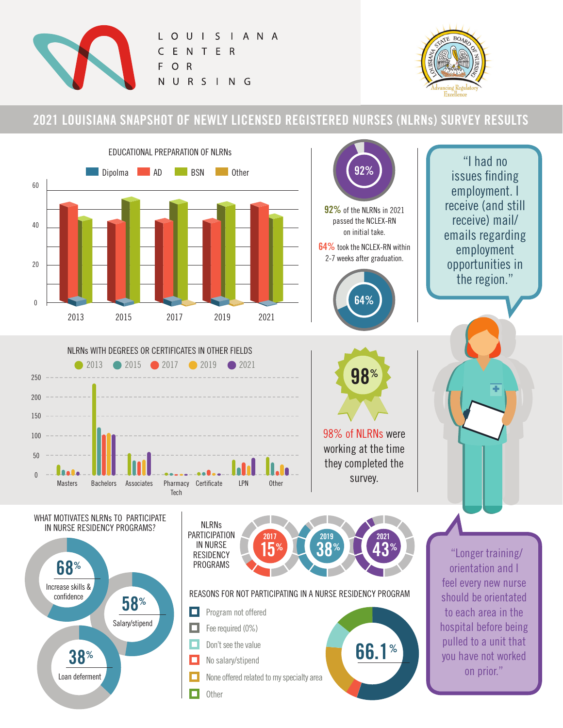LOUISIANA CENTER FOR NURSING

# 2021 LOUISIANA SNAPSHOT OF NEWLY LICENSED REGISTERED NURSES (NLRNs) SURVEY RESULTS

## EDUCATIONAL PREPARATION OF NLRNs

Dipolma | AD | BSN | Other

92%

**92%** of the NLRNs in 2021 passed the NCLEX-RN on initial take.

**64%** took the NCLEX-RN within 2-7 weeks after graduation.

64%

"I had no issues finding employment. I receive (and still receive) mail/ emails regarding employment opportunities in the region."

## NLRNs WITH DEGREES OR CERTIFICATES IN OTHER FIELDS

2013 | 2015 | 2017 | 2019 | 2021

98%

**98% of NLRNs** were working at the time they completed the survey.

## WHAT MOTIVATES NLRNs TO PARTICIPATE IN NURSE RESIDENCY PROGRAMS?

- 68% Increase skills & confidence
- 58% Salary/stipend
- 38% Loan deferment

## NLRNs PARTICIPATION IN NURSE RESIDENCY PROGRAMS

| 2017 | 2019 | 2021 |
|---|---|---|
| 15% | 38% | 43% |

## REASONS FOR NOT PARTICIPATING IN A NURSE RESIDENCY PROGRAM

- Program not offered
- Fee required (0%)
- Don't see the value
- No salary/stipend
- None offered related to my specialty area
- Other

66.1%

"Longer training/ orientation and I feel every new nurse should be orientated to each area in the hospital before being pulled to a unit that you have not worked on prior."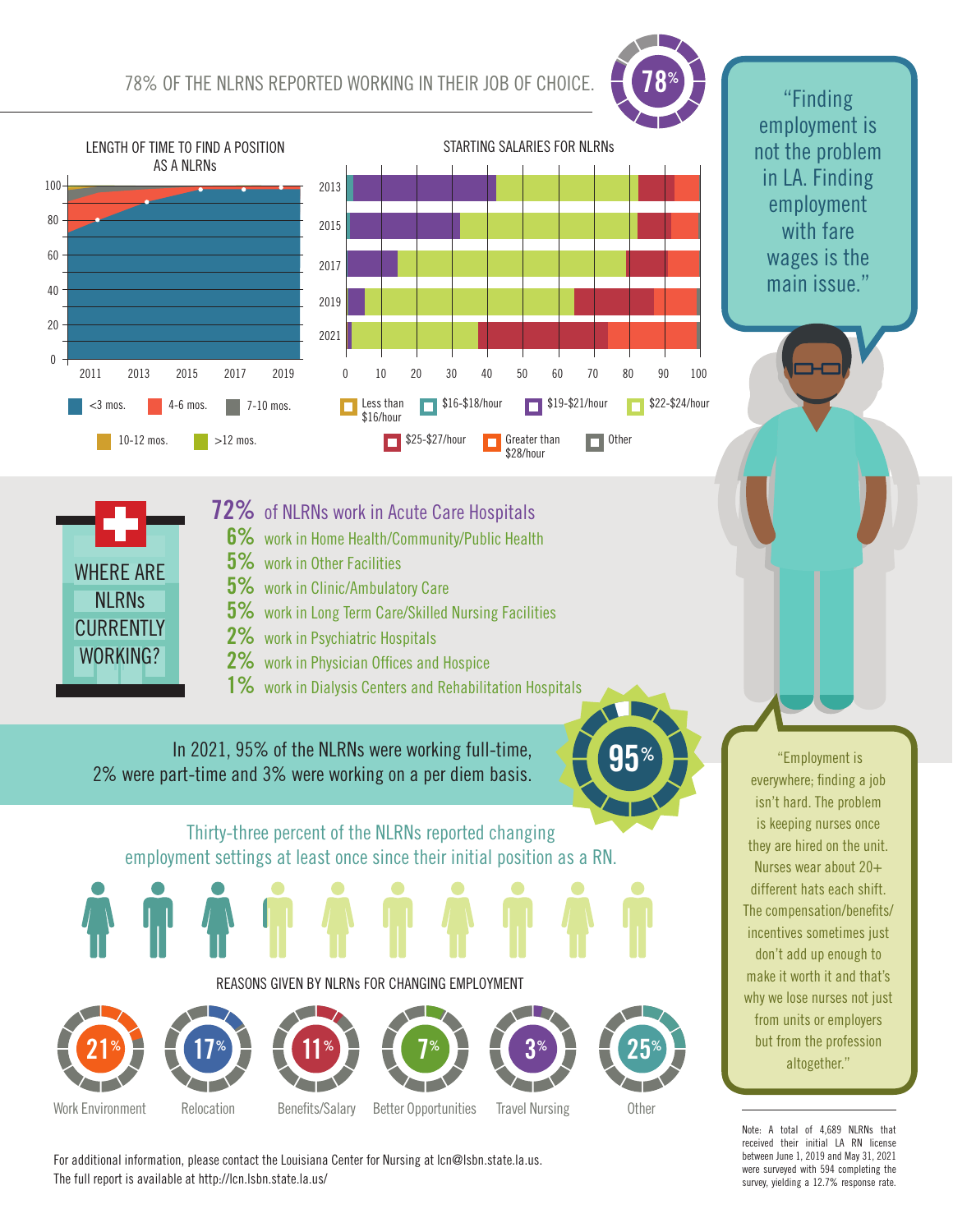## 78% OF THE NLRNS REPORTED WORKING IN THEIR JOB OF CHOICE.

78%

LENGTH OF TIME TO FIND A POSITION AS A NLRNs

100
80
60
40
20
0
2011
2013
2015
2017
2019

<3 mos.
4-6 mos.
7-10 mos.
10-12 mos.
>12 mos.

STARTING SALARIES FOR NLRNs

2013
2015
2017
2019
2021
0
10
20
30
40
50
60
70
80
90
100

Less than $16/hour
$16-$18/hour
$19-$21/hour
$22-$24/hour
$25-$27/hour
Greater than $28/hour
Other

"Finding employment is not the problem in LA. Finding employment with fare wages is the main issue."

### WHERE ARE NLRNs CURRENTLY WORKING?

- **72%** of NLRNs work in Acute Care Hospitals
- **6%** work in Home Health/Community/Public Health
- **5%** work in Other Facilities
- **5%** work in Clinic/Ambulatory Care
- **5%** work in Long Term Care/Skilled Nursing Facilities
- **2%** work in Psychiatric Hospitals
- **2%** work in Physician Offices and Hospice
- **1%** work in Dialysis Centers and Rehabilitation Hospitals

In 2021, 95% of the NLRNs were working full-time, 2% were part-time and 3% were working on a per diem basis.

95%

Thirty-three percent of the NLRNs reported changing employment settings at least once since their initial position as a RN.

### REASONS GIVEN BY NLRNs FOR CHANGING EMPLOYMENT

21% Work Environment

17% Relocation

11% Benefits/Salary

7% Better Opportunities

3% Travel Nursing

25% Other

"Employment is everywhere; finding a job isn't hard. The problem is keeping nurses once they are hired on the unit. Nurses wear about 20+ different hats each shift. The compensation/benefits/incentives sometimes just don't add up enough to make it worth it and that's why we lose nurses not just from units or employers but from the profession altogether."

For additional information, please contact the Louisiana Center for Nursing at lcn@lsbn.state.la.us.
The full report is available at http://lcn.lsbn.state.la.us/

Note: A total of 4,689 NLRNs that received their initial LA RN license between June 1, 2019 and May 31, 2021 were surveyed with 594 completing the survey, yielding a 12.7% response rate.